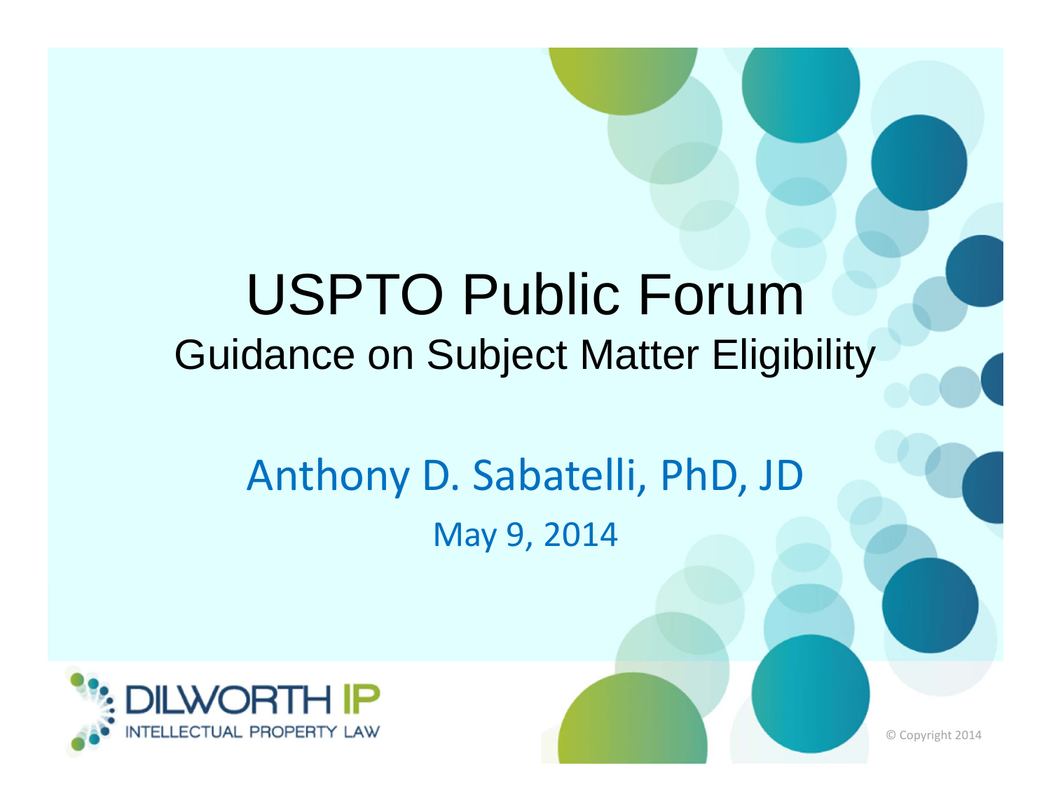# USPTO Public Forum

## Guidance on Subject Matter Eligibility

Anthony D. Sabatelli, PhD, JD

May 9, 2014

DILWORTH IP
INTELLECTUAL PROPERTY LAW

© Copyright 2014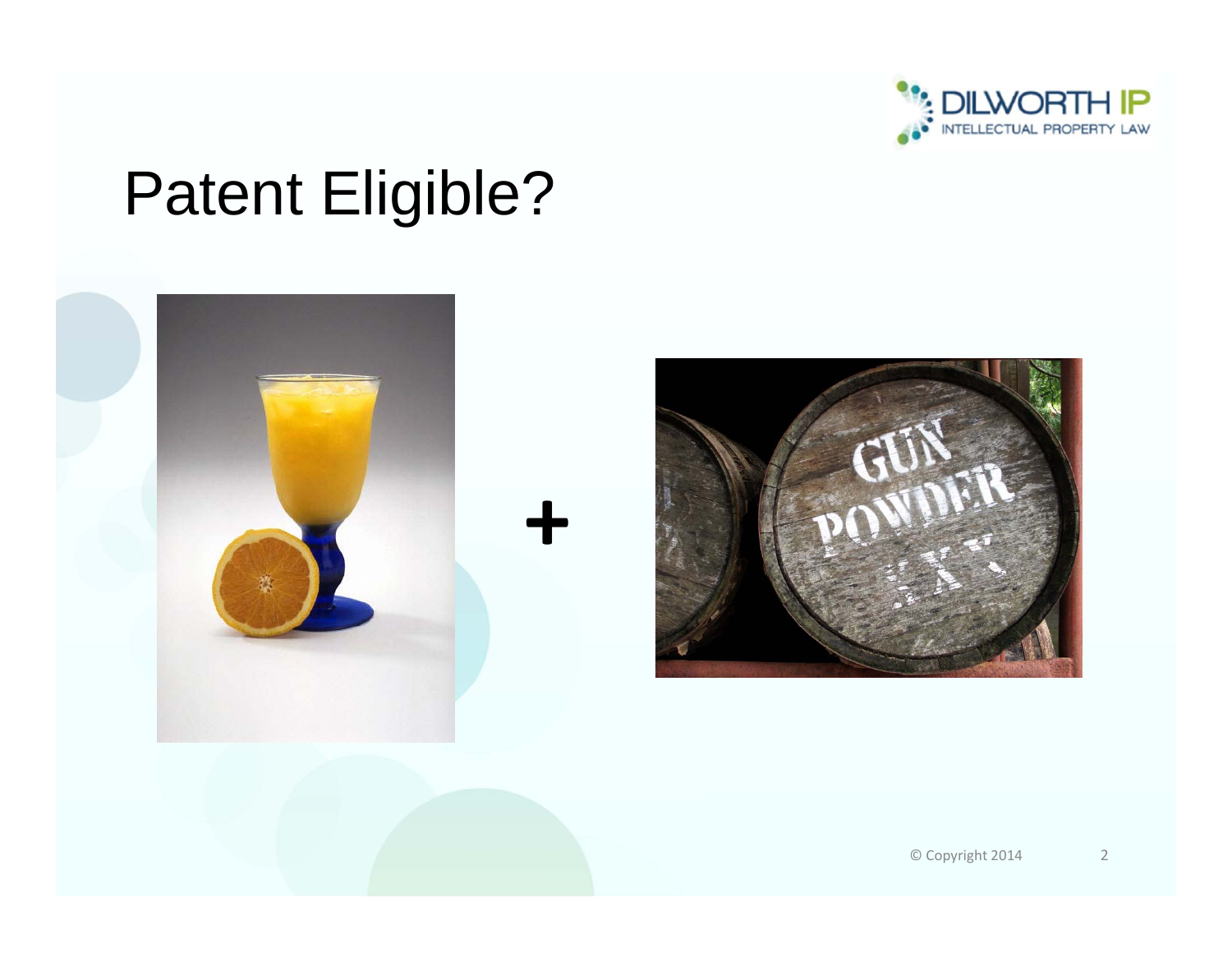# Patent Eligible?

+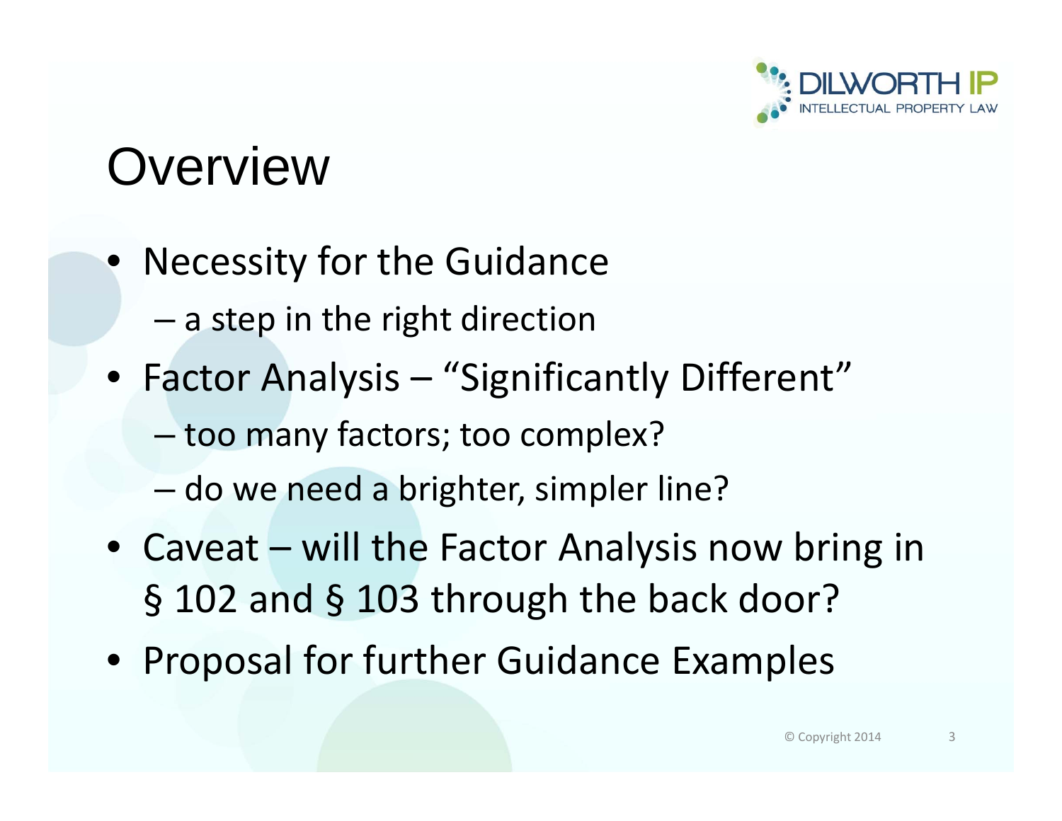# Overview

- Necessity for the Guidance
  - a step in the right direction
- Factor Analysis – "Significantly Different"
  - too many factors; too complex?
  - do we need a brighter, simpler line?
- Caveat – will the Factor Analysis now bring in § 102 and § 103 through the back door?
- Proposal for further Guidance Examples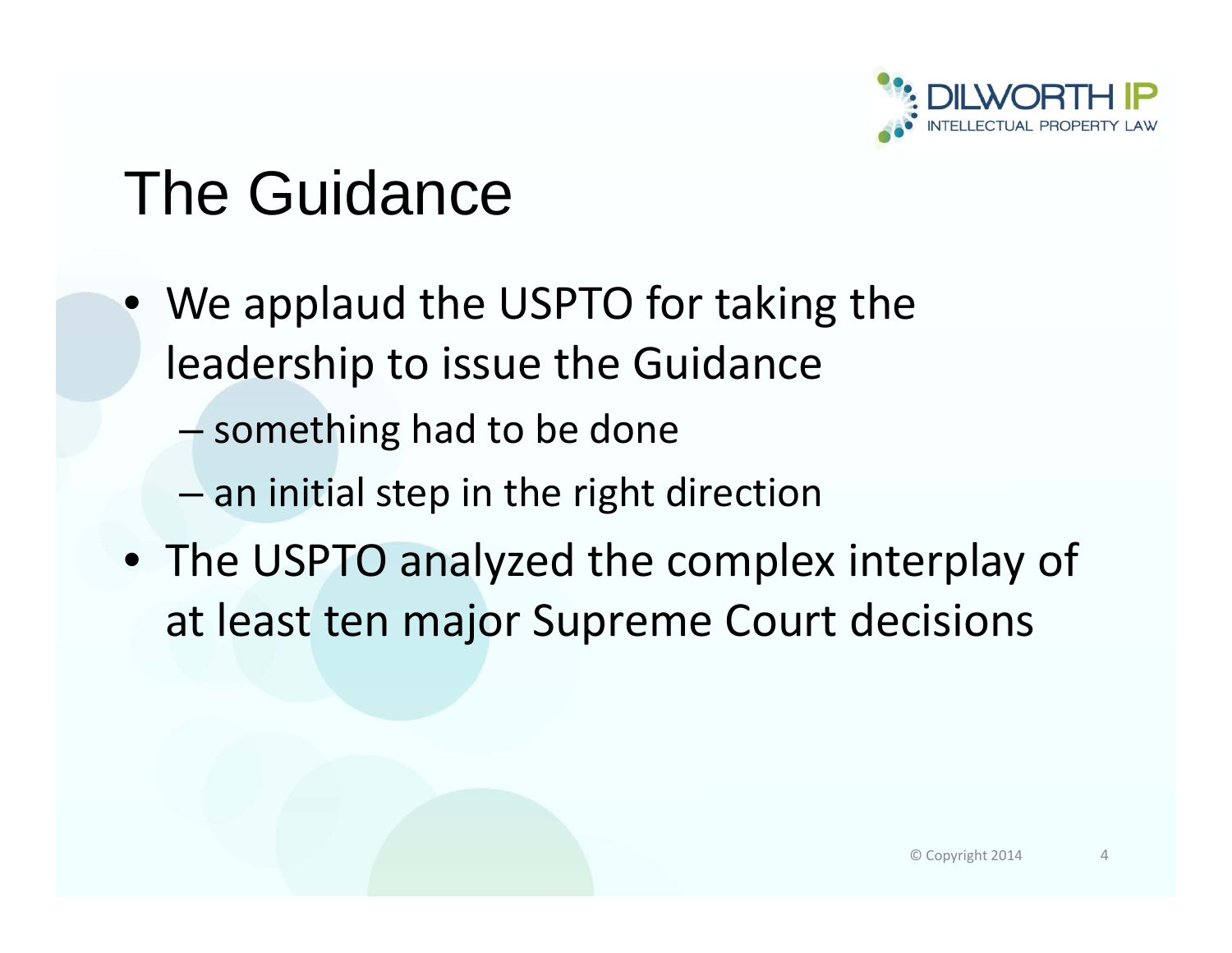# The Guidance

- We applaud the USPTO for taking the leadership to issue the Guidance
  - something had to be done
  - an initial step in the right direction
- The USPTO analyzed the complex interplay of at least ten major Supreme Court decisions

© Copyright 2014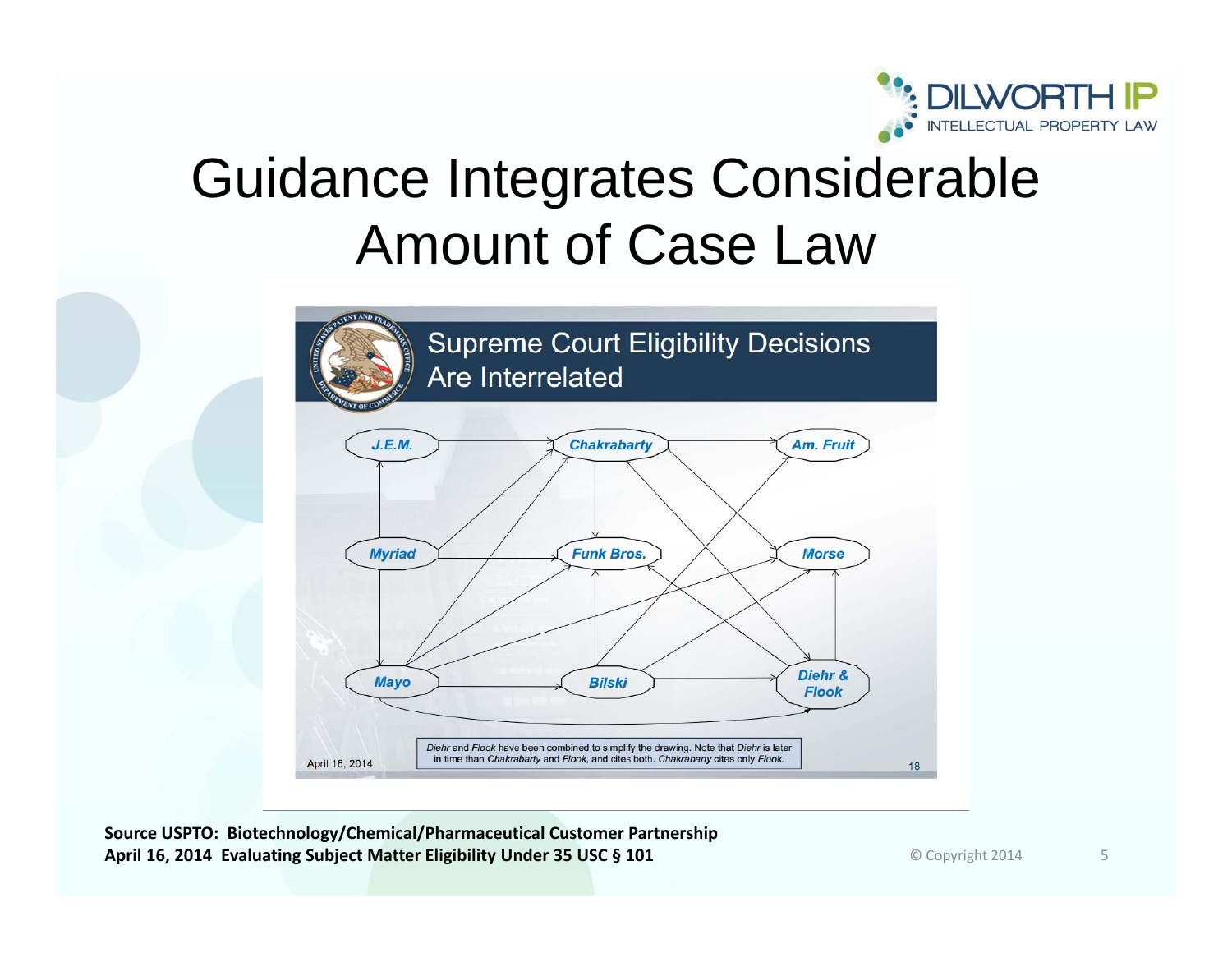# Guidance Integrates Considerable Amount of Case Law

## Supreme Court Eligibility Decisions Are Interrelated

J.E.M. — Chakrabarty — Am. Fruit

Myriad — Funk Bros. — Morse

Mayo — Bilski — Diehr & Flook

*Diehr* and *Flook* have been combined to simplify the drawing. Note that *Diehr* is later in time than *Chakrabarty* and *Flook*, and cites both. *Chakrabarty* cites only *Flook*.

April 16, 2014

**Source USPTO: Biotechnology/Chemical/Pharmaceutical Customer Partnership**
**April 16, 2014 Evaluating Subject Matter Eligibility Under 35 USC § 101**

© Copyright 2014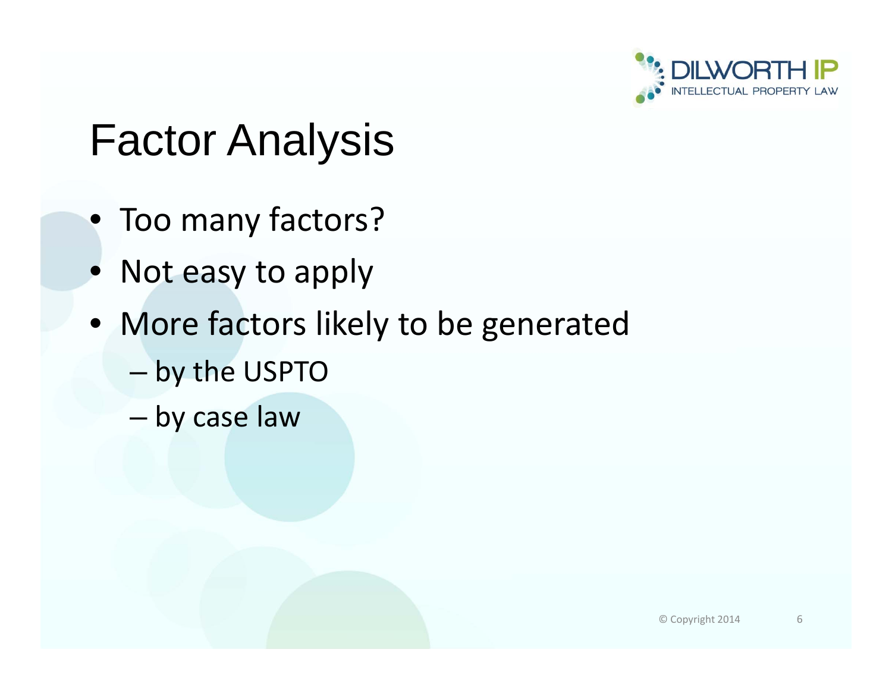# Factor Analysis

- Too many factors?
- Not easy to apply
- More factors likely to be generated
  - by the USPTO
  - by case law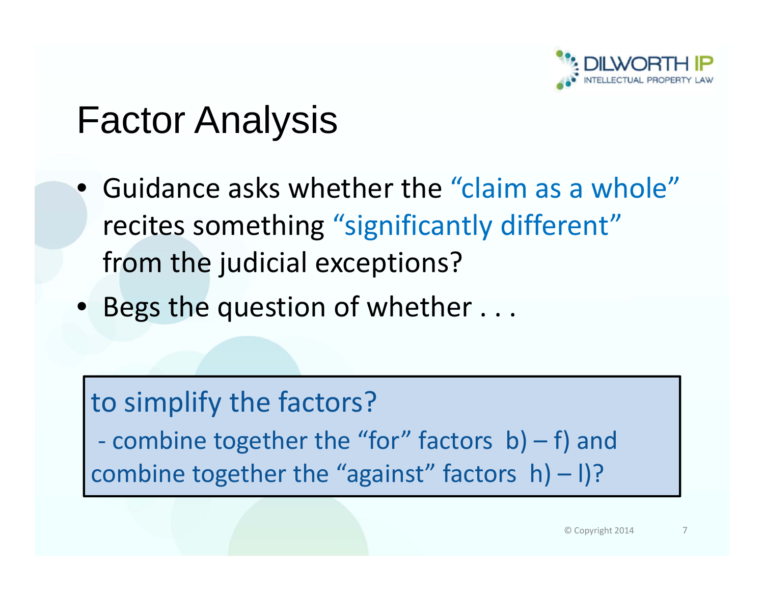# Factor Analysis

- Guidance asks whether the "claim as a whole" recites something "significantly different" from the judicial exceptions?
- Begs the question of whether . . .

to simplify the factors?

- combine together the "for" factors b) – f) and combine together the "against" factors h) – l)?

© Copyright 2014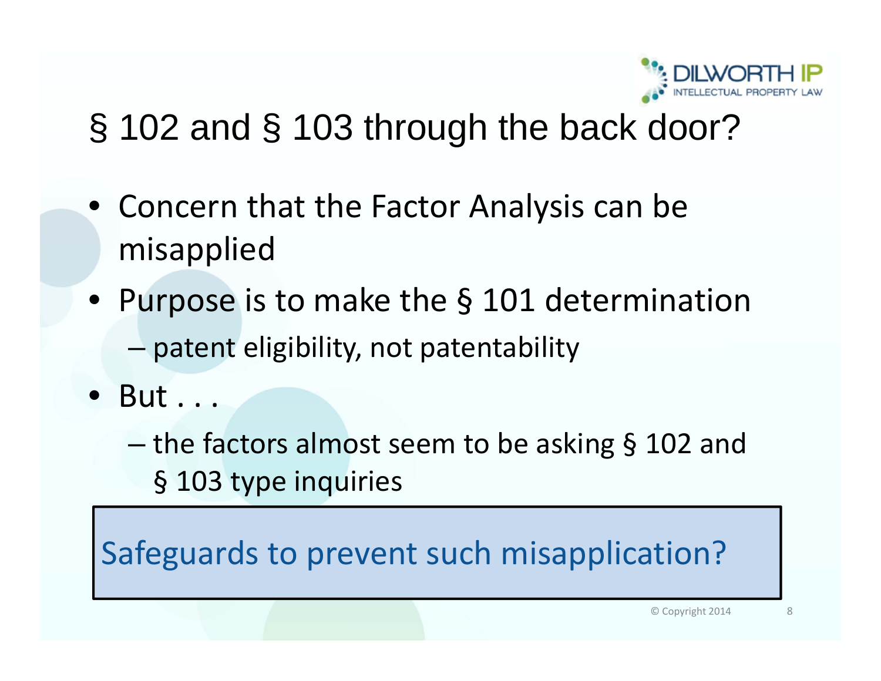# § 102 and § 103 through the back door?

- Concern that the Factor Analysis can be misapplied
- Purpose is to make the § 101 determination
  - patent eligibility, not patentability
- But . . .
  - the factors almost seem to be asking § 102 and § 103 type inquiries

**Safeguards to prevent such misapplication?**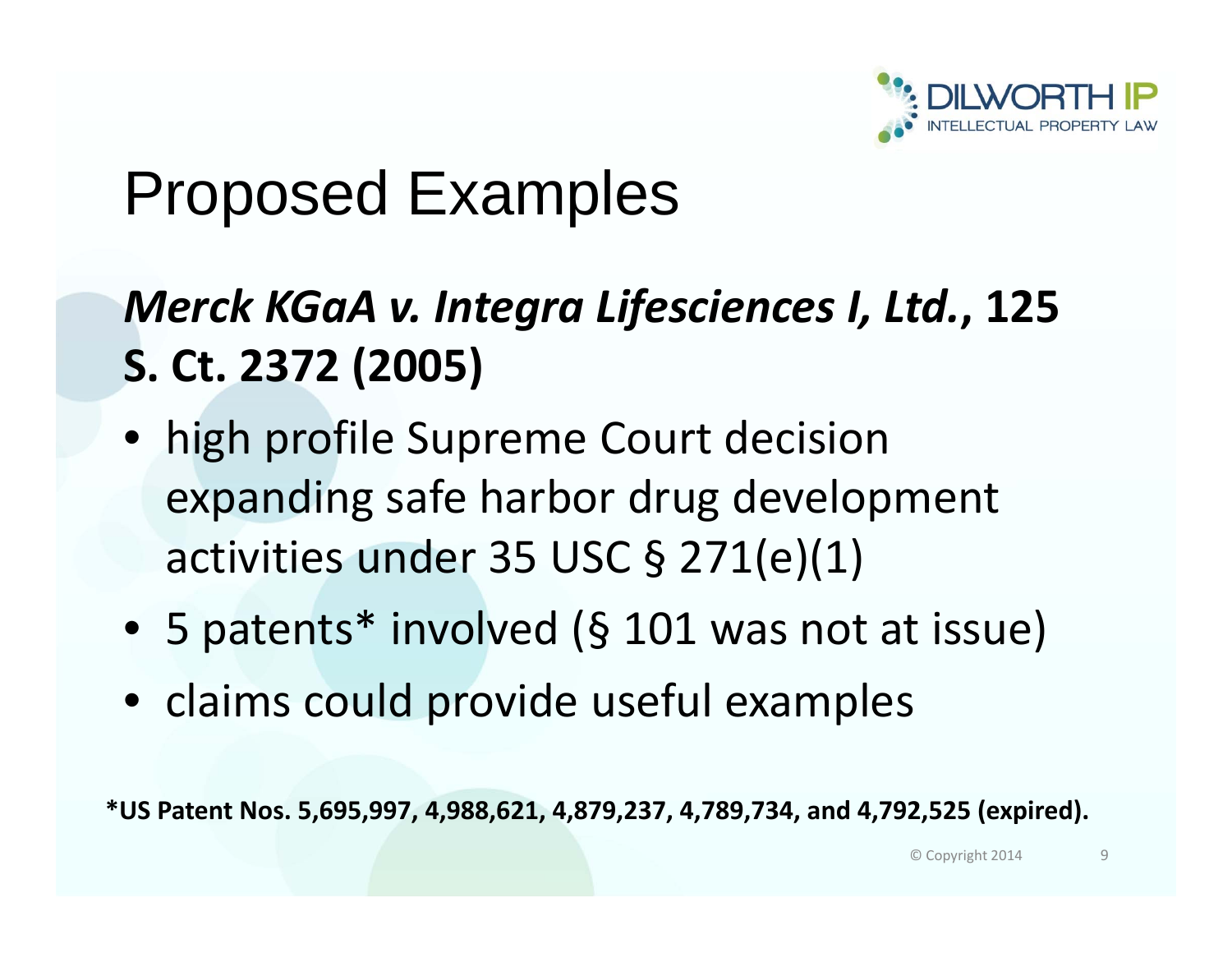# Proposed Examples

## *Merck KGaA v. Integra Lifesciences I, Ltd.*, 125 S. Ct. 2372 (2005)

- high profile Supreme Court decision expanding safe harbor drug development activities under 35 USC § 271(e)(1)
- 5 patents* involved (§ 101 was not at issue)
- claims could provide useful examples

**\*US Patent Nos. 5,695,997, 4,988,621, 4,879,237, 4,789,734, and 4,792,525 (expired).**

© Copyright 2014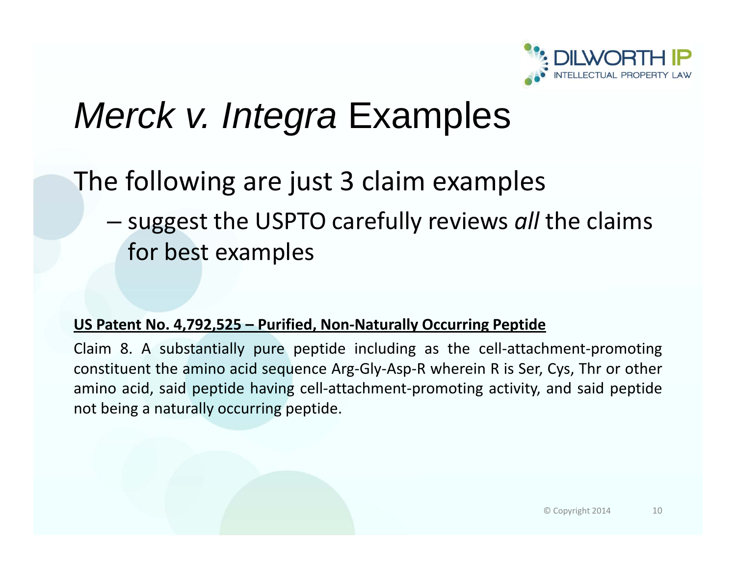# *Merck v. Integra* Examples

The following are just 3 claim examples

- suggest the USPTO carefully reviews *all* the claims for best examples

**US Patent No. 4,792,525 – Purified, Non-Naturally Occurring Peptide**

Claim 8. A substantially pure peptide including as the cell-attachment-promoting constituent the amino acid sequence Arg-Gly-Asp-R wherein R is Ser, Cys, Thr or other amino acid, said peptide having cell-attachment-promoting activity, and said peptide not being a naturally occurring peptide.

© Copyright 2014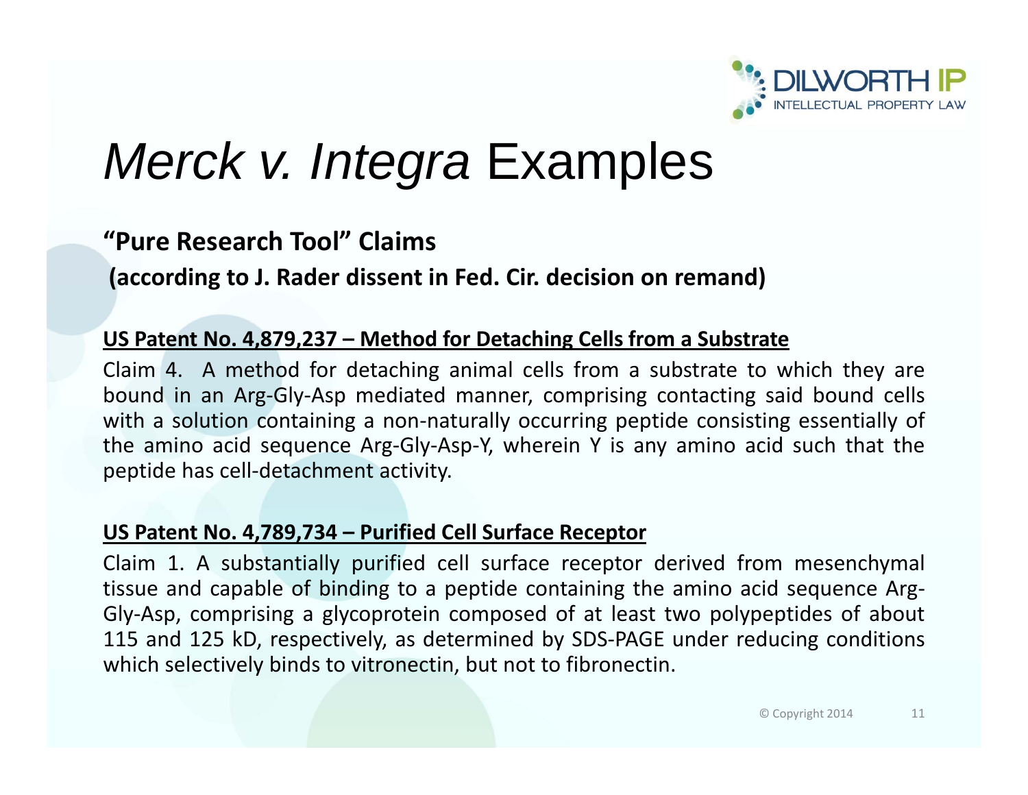# *Merck v. Integra* Examples

**"Pure Research Tool" Claims**

**(according to J. Rader dissent in Fed. Cir. decision on remand)**

**US Patent No. 4,879,237 – Method for Detaching Cells from a Substrate**

Claim 4. A method for detaching animal cells from a substrate to which they are bound in an Arg-Gly-Asp mediated manner, comprising contacting said bound cells with a solution containing a non-naturally occurring peptide consisting essentially of the amino acid sequence Arg-Gly-Asp-Y, wherein Y is any amino acid such that the peptide has cell-detachment activity.

**US Patent No. 4,789,734 – Purified Cell Surface Receptor**

Claim 1. A substantially purified cell surface receptor derived from mesenchymal tissue and capable of binding to a peptide containing the amino acid sequence Arg-Gly-Asp, comprising a glycoprotein composed of at least two polypeptides of about 115 and 125 kD, respectively, as determined by SDS-PAGE under reducing conditions which selectively binds to vitronectin, but not to fibronectin.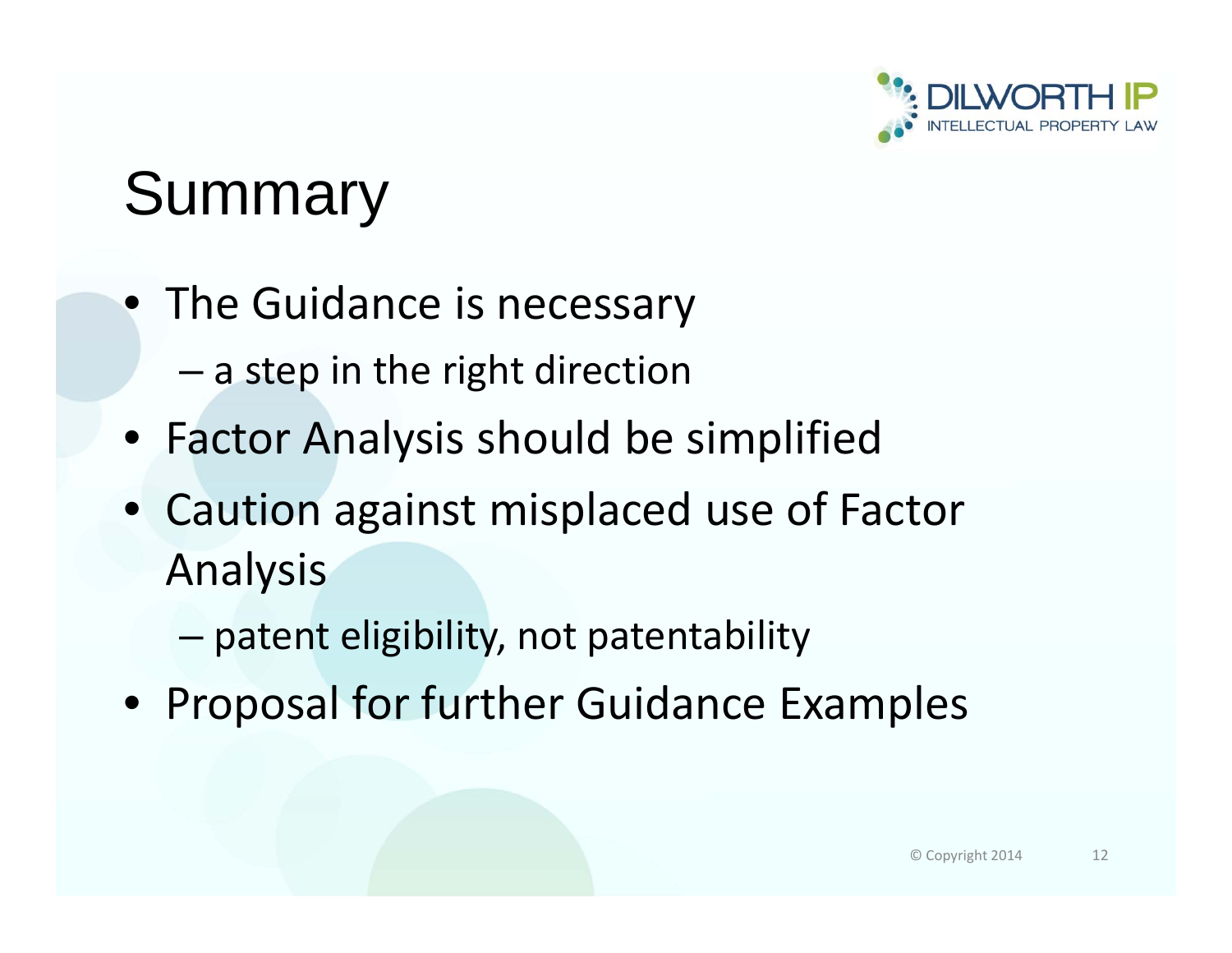# Summary

- The Guidance is necessary
  - a step in the right direction
- Factor Analysis should be simplified
- Caution against misplaced use of Factor Analysis
  - patent eligibility, not patentability
- Proposal for further Guidance Examples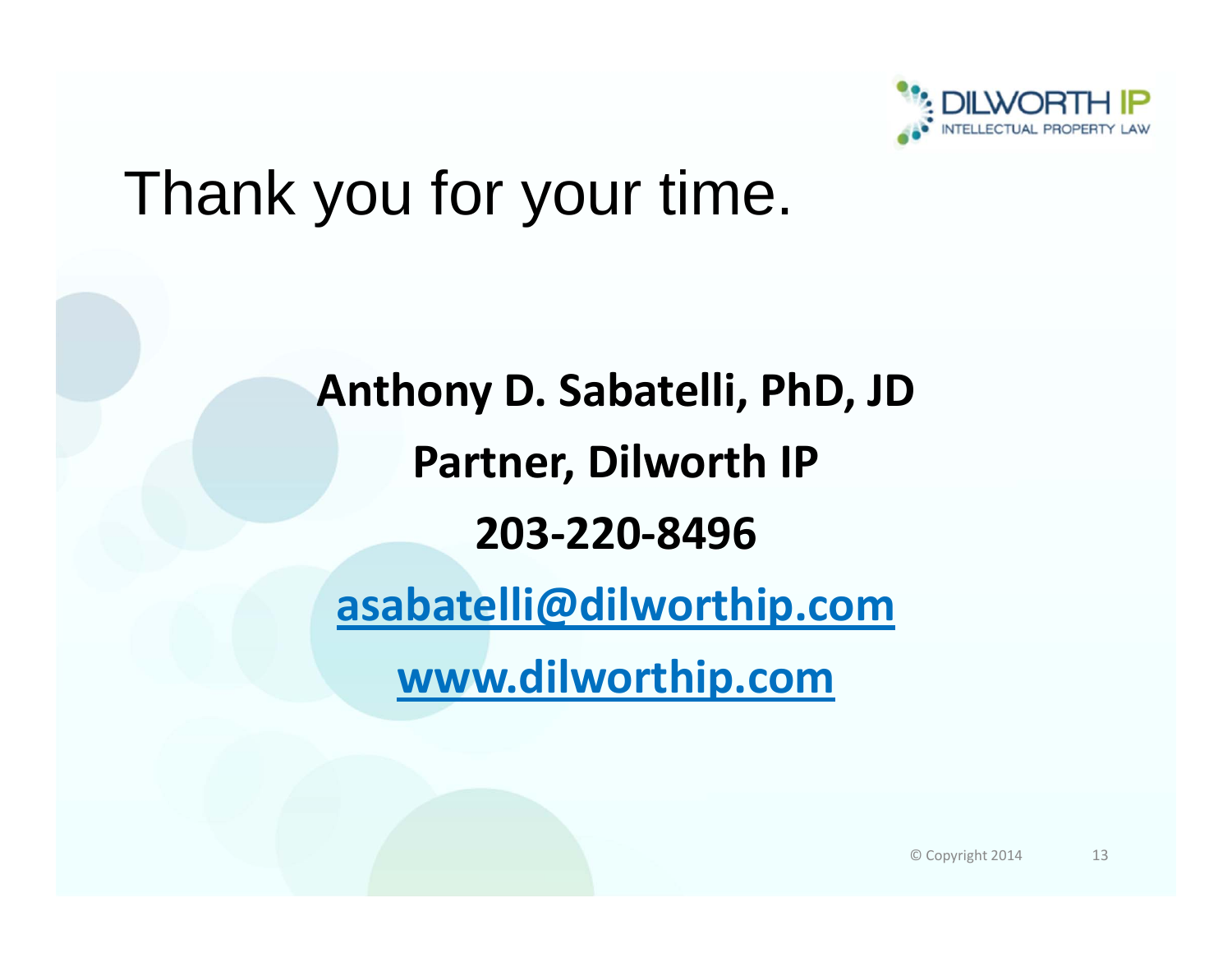# Thank you for your time.

**Anthony D. Sabatelli, PhD, JD**

**Partner, Dilworth IP**

**203-220-8496**

**asabatelli@dilworthip.com**

**www.dilworthip.com**

© Copyright 2014